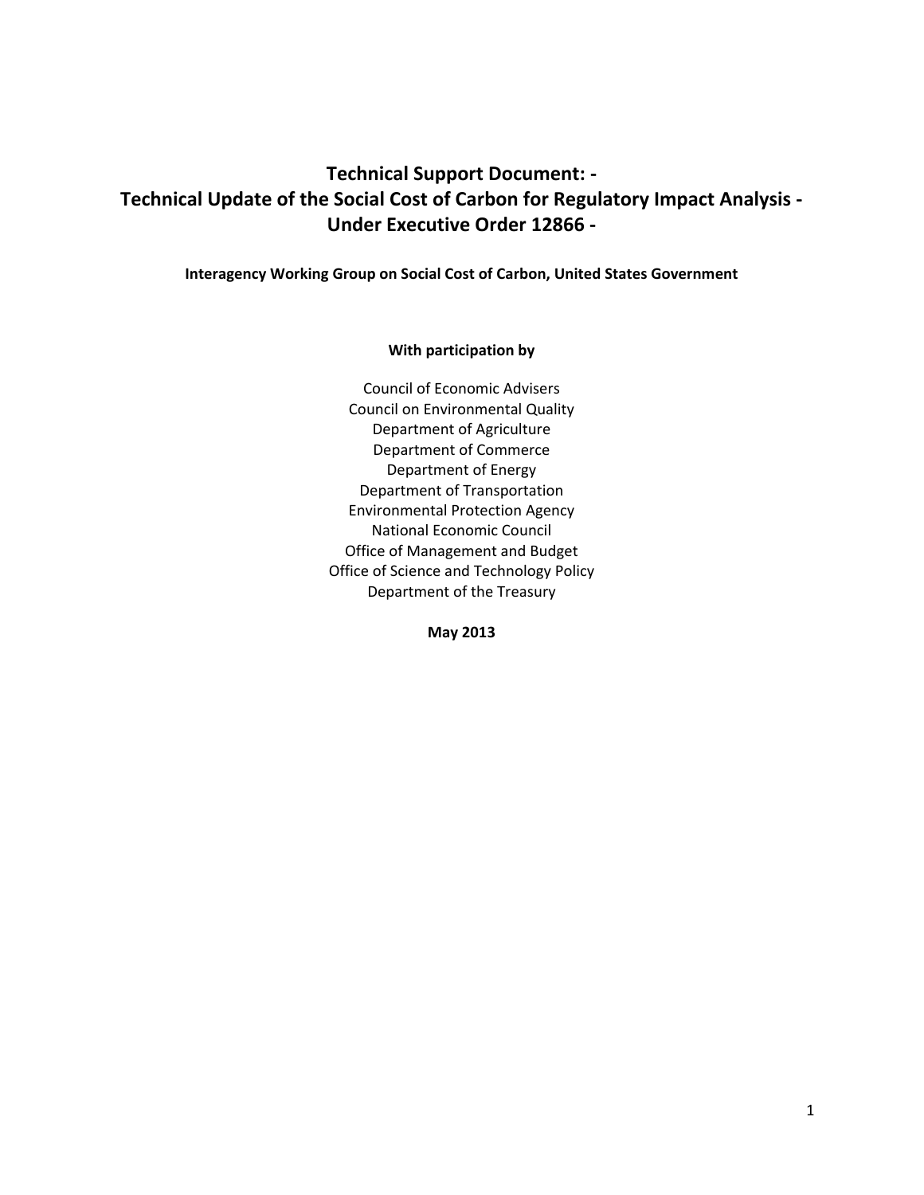# Technical Support Document: -
# Technical Update of the Social Cost of Carbon for Regulatory Impact Analysis -
# Under Executive Order 12866 -

**Interagency Working Group on Social Cost of Carbon, United States Government**

**With participation by**

Council of Economic Advisers
Council on Environmental Quality
Department of Agriculture
Department of Commerce
Department of Energy
Department of Transportation
Environmental Protection Agency
National Economic Council
Office of Management and Budget
Office of Science and Technology Policy
Department of the Treasury

**May 2013**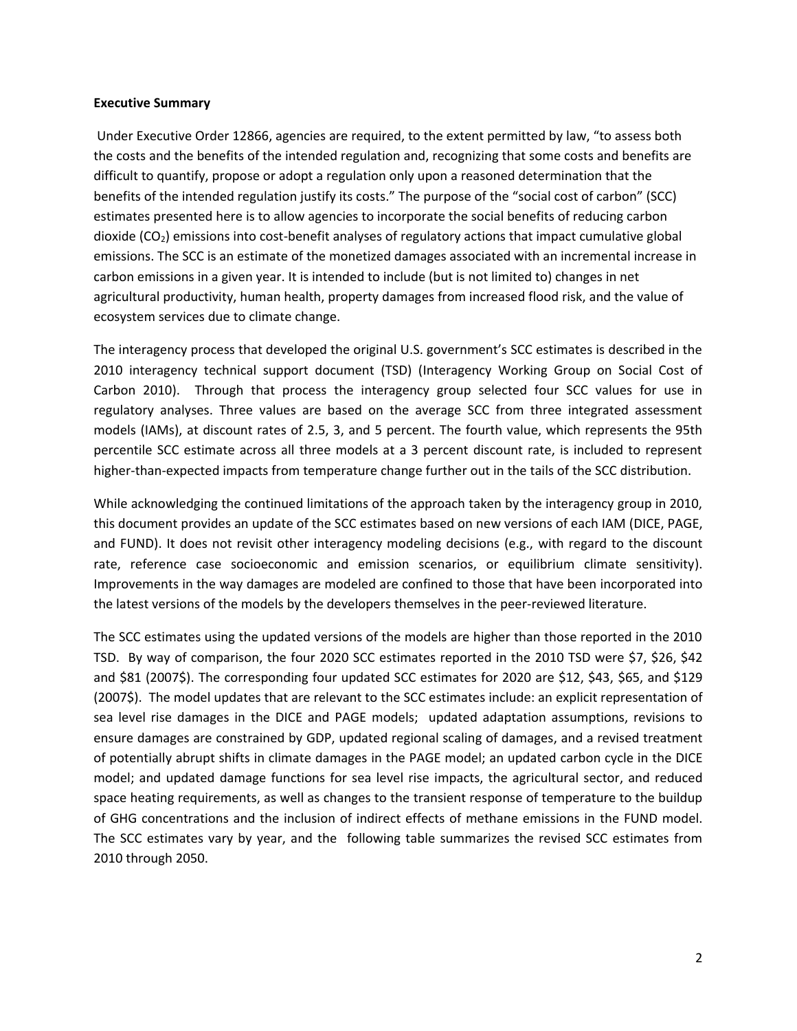**Executive Summary**

Under Executive Order 12866, agencies are required, to the extent permitted by law, "to assess both the costs and the benefits of the intended regulation and, recognizing that some costs and benefits are difficult to quantify, propose or adopt a regulation only upon a reasoned determination that the benefits of the intended regulation justify its costs." The purpose of the "social cost of carbon" (SCC) estimates presented here is to allow agencies to incorporate the social benefits of reducing carbon dioxide ($CO_2$) emissions into cost-benefit analyses of regulatory actions that impact cumulative global emissions. The SCC is an estimate of the monetized damages associated with an incremental increase in carbon emissions in a given year. It is intended to include (but is not limited to) changes in net agricultural productivity, human health, property damages from increased flood risk, and the value of ecosystem services due to climate change.

The interagency process that developed the original U.S. government's SCC estimates is described in the 2010 interagency technical support document (TSD) (Interagency Working Group on Social Cost of Carbon 2010). Through that process the interagency group selected four SCC values for use in regulatory analyses. Three values are based on the average SCC from three integrated assessment models (IAMs), at discount rates of 2.5, 3, and 5 percent. The fourth value, which represents the 95th percentile SCC estimate across all three models at a 3 percent discount rate, is included to represent higher-than-expected impacts from temperature change further out in the tails of the SCC distribution.

While acknowledging the continued limitations of the approach taken by the interagency group in 2010, this document provides an update of the SCC estimates based on new versions of each IAM (DICE, PAGE, and FUND). It does not revisit other interagency modeling decisions (e.g., with regard to the discount rate, reference case socioeconomic and emission scenarios, or equilibrium climate sensitivity). Improvements in the way damages are modeled are confined to those that have been incorporated into the latest versions of the models by the developers themselves in the peer-reviewed literature.

The SCC estimates using the updated versions of the models are higher than those reported in the 2010 TSD. By way of comparison, the four 2020 SCC estimates reported in the 2010 TSD were $7, $26, $42 and $81 (2007$). The corresponding four updated SCC estimates for 2020 are $12, $43, $65, and $129 (2007$). The model updates that are relevant to the SCC estimates include: an explicit representation of sea level rise damages in the DICE and PAGE models; updated adaptation assumptions, revisions to ensure damages are constrained by GDP, updated regional scaling of damages, and a revised treatment of potentially abrupt shifts in climate damages in the PAGE model; an updated carbon cycle in the DICE model; and updated damage functions for sea level rise impacts, the agricultural sector, and reduced space heating requirements, as well as changes to the transient response of temperature to the buildup of GHG concentrations and the inclusion of indirect effects of methane emissions in the FUND model. The SCC estimates vary by year, and the following table summarizes the revised SCC estimates from 2010 through 2050.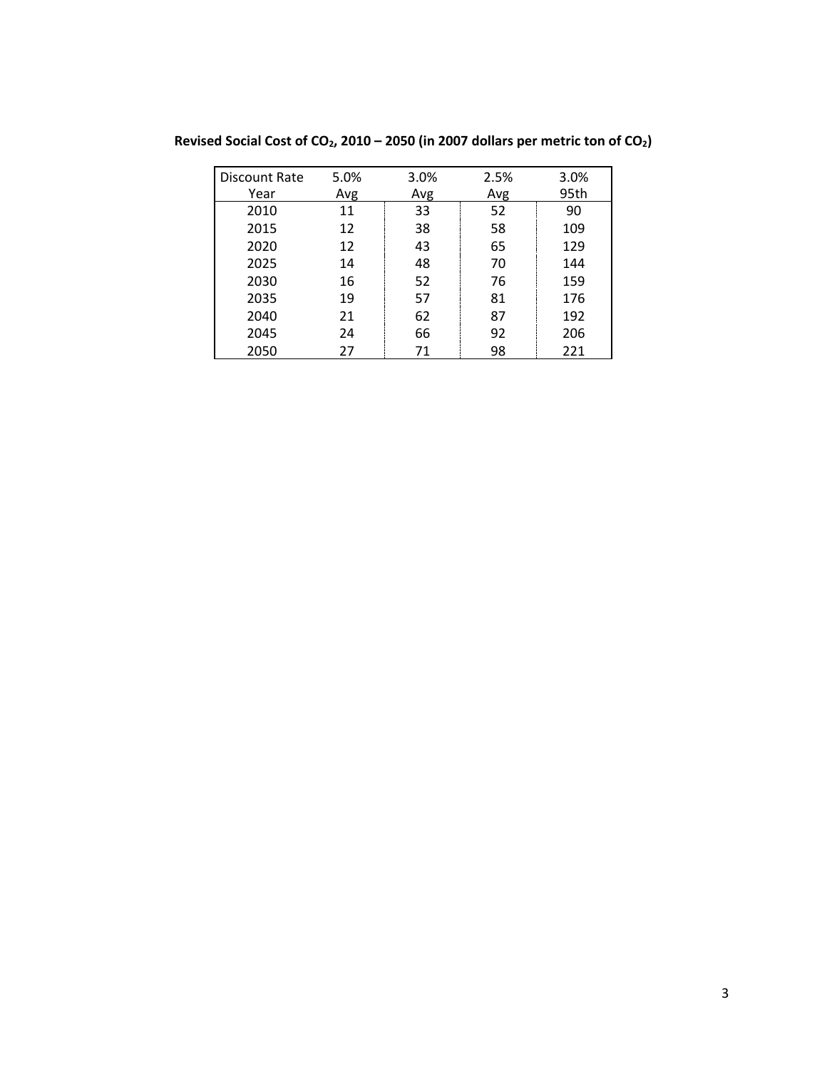**Revised Social Cost of $CO_2$, 2010 – 2050 (in 2007 dollars per metric ton of $CO_2$)**

| Discount Rate | 5.0% | 3.0% | 2.5% | 3.0% |
|---|---|---|---|---|
| Year | Avg | Avg | Avg | 95th |
| 2010 | 11 | 33 | 52 | 90 |
| 2015 | 12 | 38 | 58 | 109 |
| 2020 | 12 | 43 | 65 | 129 |
| 2025 | 14 | 48 | 70 | 144 |
| 2030 | 16 | 52 | 76 | 159 |
| 2035 | 19 | 57 | 81 | 176 |
| 2040 | 21 | 62 | 87 | 192 |
| 2045 | 24 | 66 | 92 | 206 |
| 2050 | 27 | 71 | 98 | 221 |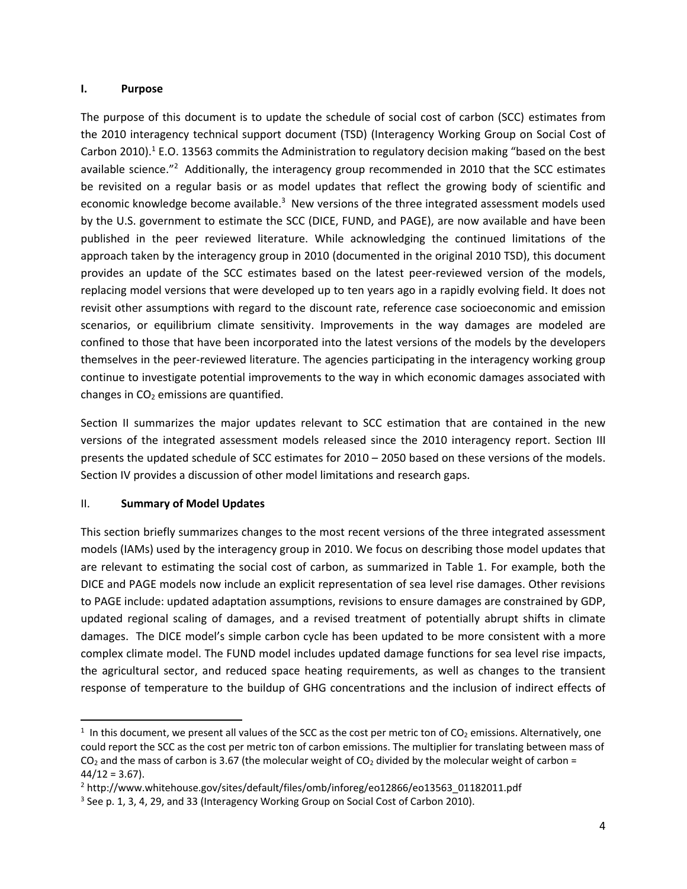## I. Purpose

The purpose of this document is to update the schedule of social cost of carbon (SCC) estimates from the 2010 interagency technical support document (TSD) (Interagency Working Group on Social Cost of Carbon 2010).[1] E.O. 13563 commits the Administration to regulatory decision making "based on the best available science."[2] Additionally, the interagency group recommended in 2010 that the SCC estimates be revisited on a regular basis or as model updates that reflect the growing body of scientific and economic knowledge become available.[3] New versions of the three integrated assessment models used by the U.S. government to estimate the SCC (DICE, FUND, and PAGE), are now available and have been published in the peer reviewed literature. While acknowledging the continued limitations of the approach taken by the interagency group in 2010 (documented in the original 2010 TSD), this document provides an update of the SCC estimates based on the latest peer-reviewed version of the models, replacing model versions that were developed up to ten years ago in a rapidly evolving field. It does not revisit other assumptions with regard to the discount rate, reference case socioeconomic and emission scenarios, or equilibrium climate sensitivity. Improvements in the way damages are modeled are confined to those that have been incorporated into the latest versions of the models by the developers themselves in the peer-reviewed literature. The agencies participating in the interagency working group continue to investigate potential improvements to the way in which economic damages associated with changes in $CO_2$ emissions are quantified.

Section II summarizes the major updates relevant to SCC estimation that are contained in the new versions of the integrated assessment models released since the 2010 interagency report. Section III presents the updated schedule of SCC estimates for 2010 – 2050 based on these versions of the models. Section IV provides a discussion of other model limitations and research gaps.

## II. Summary of Model Updates

This section briefly summarizes changes to the most recent versions of the three integrated assessment models (IAMs) used by the interagency group in 2010. We focus on describing those model updates that are relevant to estimating the social cost of carbon, as summarized in Table 1. For example, both the DICE and PAGE models now include an explicit representation of sea level rise damages. Other revisions to PAGE include: updated adaptation assumptions, revisions to ensure damages are constrained by GDP, updated regional scaling of damages, and a revised treatment of potentially abrupt shifts in climate damages. The DICE model's simple carbon cycle has been updated to be more consistent with a more complex climate model. The FUND model includes updated damage functions for sea level rise impacts, the agricultural sector, and reduced space heating requirements, as well as changes to the transient response of temperature to the buildup of GHG concentrations and the inclusion of indirect effects of

---

[1] In this document, we present all values of the SCC as the cost per metric ton of $CO_2$ emissions. Alternatively, one could report the SCC as the cost per metric ton of carbon emissions. The multiplier for translating between mass of $CO_2$ and the mass of carbon is 3.67 (the molecular weight of $CO_2$ divided by the molecular weight of carbon = $44/12 = 3.67$).

[2] http://www.whitehouse.gov/sites/default/files/omb/inforeg/eo12866/eo13563_01182011.pdf

[3] See p. 1, 3, 4, 29, and 33 (Interagency Working Group on Social Cost of Carbon 2010).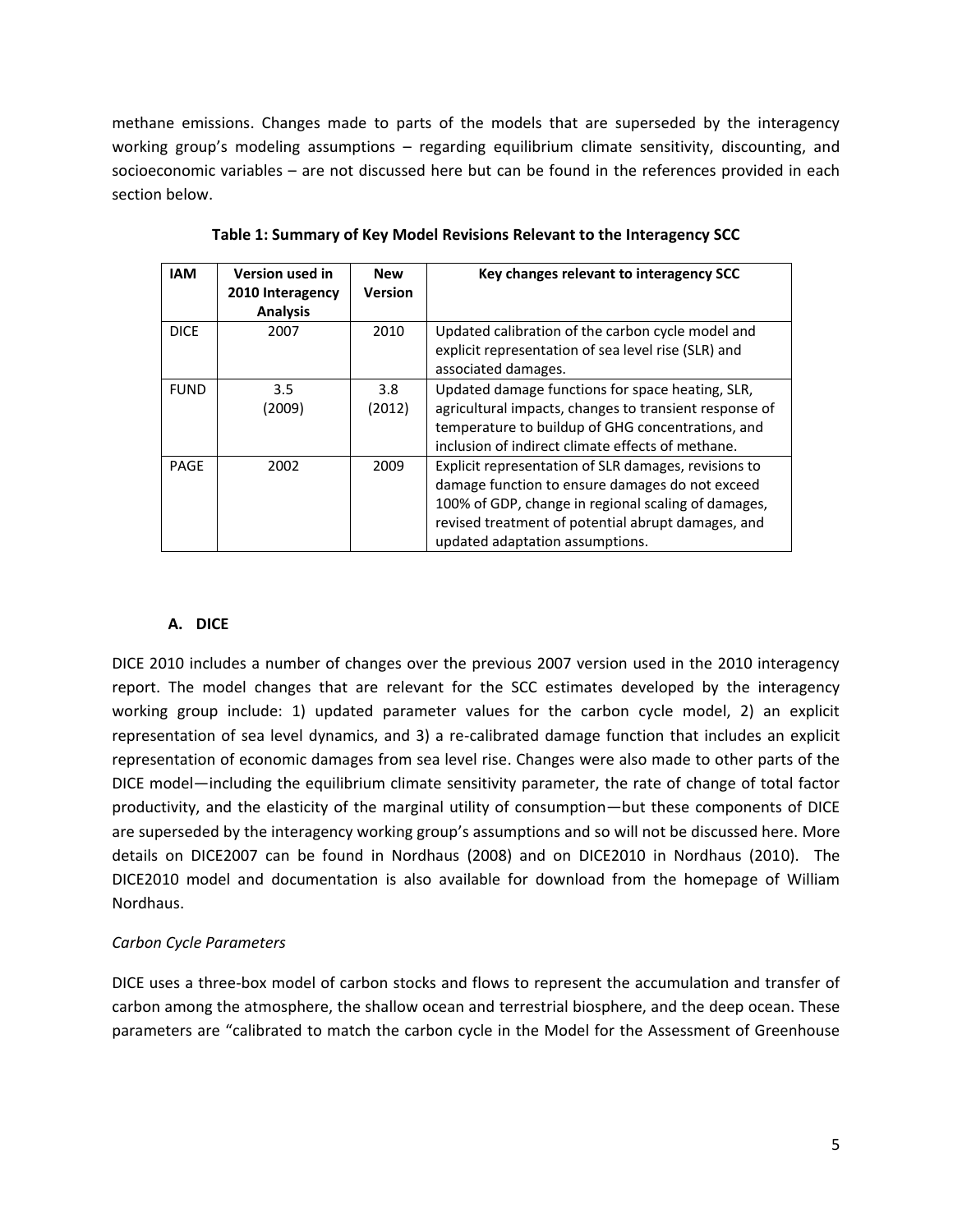methane emissions. Changes made to parts of the models that are superseded by the interagency working group's modeling assumptions – regarding equilibrium climate sensitivity, discounting, and socioeconomic variables – are not discussed here but can be found in the references provided in each section below.

**Table 1: Summary of Key Model Revisions Relevant to the Interagency SCC**

| IAM | Version used in 2010 Interagency Analysis | New Version | Key changes relevant to interagency SCC |
|---|---|---|---|
| DICE | 2007 | 2010 | Updated calibration of the carbon cycle model and explicit representation of sea level rise (SLR) and associated damages. |
| FUND | 3.5 (2009) | 3.8 (2012) | Updated damage functions for space heating, SLR, agricultural impacts, changes to transient response of temperature to buildup of GHG concentrations, and inclusion of indirect climate effects of methane. |
| PAGE | 2002 | 2009 | Explicit representation of SLR damages, revisions to damage function to ensure damages do not exceed 100% of GDP, change in regional scaling of damages, revised treatment of potential abrupt damages, and updated adaptation assumptions. |

### A. DICE

DICE 2010 includes a number of changes over the previous 2007 version used in the 2010 interagency report. The model changes that are relevant for the SCC estimates developed by the interagency working group include: 1) updated parameter values for the carbon cycle model, 2) an explicit representation of sea level dynamics, and 3) a re-calibrated damage function that includes an explicit representation of economic damages from sea level rise. Changes were also made to other parts of the DICE model—including the equilibrium climate sensitivity parameter, the rate of change of total factor productivity, and the elasticity of the marginal utility of consumption—but these components of DICE are superseded by the interagency working group's assumptions and so will not be discussed here. More details on DICE2007 can be found in Nordhaus (2008) and on DICE2010 in Nordhaus (2010). The DICE2010 model and documentation is also available for download from the homepage of William Nordhaus.

*Carbon Cycle Parameters*

DICE uses a three-box model of carbon stocks and flows to represent the accumulation and transfer of carbon among the atmosphere, the shallow ocean and terrestrial biosphere, and the deep ocean. These parameters are "calibrated to match the carbon cycle in the Model for the Assessment of Greenhouse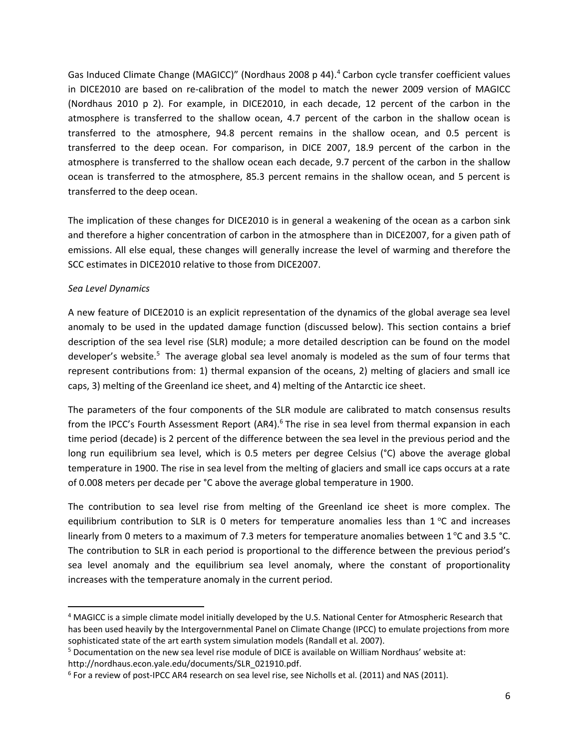Gas Induced Climate Change (MAGICC)" (Nordhaus 2008 p 44).[4] Carbon cycle transfer coefficient values in DICE2010 are based on re-calibration of the model to match the newer 2009 version of MAGICC (Nordhaus 2010 p 2). For example, in DICE2010, in each decade, 12 percent of the carbon in the atmosphere is transferred to the shallow ocean, 4.7 percent of the carbon in the shallow ocean is transferred to the atmosphere, 94.8 percent remains in the shallow ocean, and 0.5 percent is transferred to the deep ocean. For comparison, in DICE 2007, 18.9 percent of the carbon in the atmosphere is transferred to the shallow ocean each decade, 9.7 percent of the carbon in the shallow ocean is transferred to the atmosphere, 85.3 percent remains in the shallow ocean, and 5 percent is transferred to the deep ocean.

The implication of these changes for DICE2010 is in general a weakening of the ocean as a carbon sink and therefore a higher concentration of carbon in the atmosphere than in DICE2007, for a given path of emissions. All else equal, these changes will generally increase the level of warming and therefore the SCC estimates in DICE2010 relative to those from DICE2007.

*Sea Level Dynamics*

A new feature of DICE2010 is an explicit representation of the dynamics of the global average sea level anomaly to be used in the updated damage function (discussed below). This section contains a brief description of the sea level rise (SLR) module; a more detailed description can be found on the model developer's website.[5] The average global sea level anomaly is modeled as the sum of four terms that represent contributions from: 1) thermal expansion of the oceans, 2) melting of glaciers and small ice caps, 3) melting of the Greenland ice sheet, and 4) melting of the Antarctic ice sheet.

The parameters of the four components of the SLR module are calibrated to match consensus results from the IPCC's Fourth Assessment Report (AR4).[6] The rise in sea level from thermal expansion in each time period (decade) is 2 percent of the difference between the sea level in the previous period and the long run equilibrium sea level, which is 0.5 meters per degree Celsius (°C) above the average global temperature in 1900. The rise in sea level from the melting of glaciers and small ice caps occurs at a rate of 0.008 meters per decade per °C above the average global temperature in 1900.

The contribution to sea level rise from melting of the Greenland ice sheet is more complex. The equilibrium contribution to SLR is 0 meters for temperature anomalies less than 1 °C and increases linearly from 0 meters to a maximum of 7.3 meters for temperature anomalies between 1 °C and 3.5 °C. The contribution to SLR in each period is proportional to the difference between the previous period's sea level anomaly and the equilibrium sea level anomaly, where the constant of proportionality increases with the temperature anomaly in the current period.

---

[4] MAGICC is a simple climate model initially developed by the U.S. National Center for Atmospheric Research that has been used heavily by the Intergovernmental Panel on Climate Change (IPCC) to emulate projections from more sophisticated state of the art earth system simulation models (Randall et al. 2007).

[5] Documentation on the new sea level rise module of DICE is available on William Nordhaus' website at: http://nordhaus.econ.yale.edu/documents/SLR_021910.pdf.

[6] For a review of post-IPCC AR4 research on sea level rise, see Nicholls et al. (2011) and NAS (2011).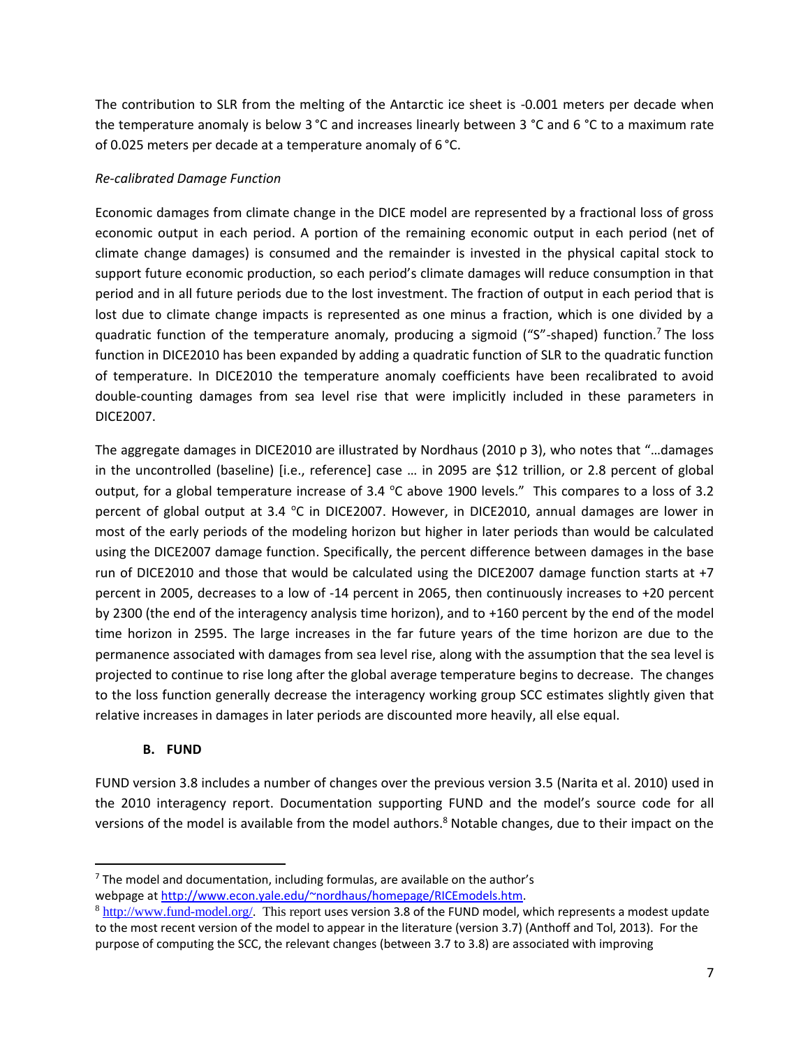The contribution to SLR from the melting of the Antarctic ice sheet is -0.001 meters per decade when the temperature anomaly is below 3 °C and increases linearly between 3 °C and 6 °C to a maximum rate of 0.025 meters per decade at a temperature anomaly of 6 °C.

*Re-calibrated Damage Function*

Economic damages from climate change in the DICE model are represented by a fractional loss of gross economic output in each period. A portion of the remaining economic output in each period (net of climate change damages) is consumed and the remainder is invested in the physical capital stock to support future economic production, so each period's climate damages will reduce consumption in that period and in all future periods due to the lost investment. The fraction of output in each period that is lost due to climate change impacts is represented as one minus a fraction, which is one divided by a quadratic function of the temperature anomaly, producing a sigmoid ("S"-shaped) function.[7] The loss function in DICE2010 has been expanded by adding a quadratic function of SLR to the quadratic function of temperature. In DICE2010 the temperature anomaly coefficients have been recalibrated to avoid double-counting damages from sea level rise that were implicitly included in these parameters in DICE2007.

The aggregate damages in DICE2010 are illustrated by Nordhaus (2010 p 3), who notes that "…damages in the uncontrolled (baseline) [i.e., reference] case … in 2095 are $12 trillion, or 2.8 percent of global output, for a global temperature increase of 3.4 °C above 1900 levels." This compares to a loss of 3.2 percent of global output at 3.4 °C in DICE2007. However, in DICE2010, annual damages are lower in most of the early periods of the modeling horizon but higher in later periods than would be calculated using the DICE2007 damage function. Specifically, the percent difference between damages in the base run of DICE2010 and those that would be calculated using the DICE2007 damage function starts at +7 percent in 2005, decreases to a low of -14 percent in 2065, then continuously increases to +20 percent by 2300 (the end of the interagency analysis time horizon), and to +160 percent by the end of the model time horizon in 2595. The large increases in the far future years of the time horizon are due to the permanence associated with damages from sea level rise, along with the assumption that the sea level is projected to continue to rise long after the global average temperature begins to decrease. The changes to the loss function generally decrease the interagency working group SCC estimates slightly given that relative increases in damages in later periods are discounted more heavily, all else equal.

### B. FUND

FUND version 3.8 includes a number of changes over the previous version 3.5 (Narita et al. 2010) used in the 2010 interagency report. Documentation supporting FUND and the model's source code for all versions of the model is available from the model authors.[8] Notable changes, due to their impact on the

---

[7] The model and documentation, including formulas, are available on the author's webpage at http://www.econ.yale.edu/~nordhaus/homepage/RICEmodels.htm.

[8] http://www.fund-model.org/. This report uses version 3.8 of the FUND model, which represents a modest update to the most recent version of the model to appear in the literature (version 3.7) (Anthoff and Tol, 2013). For the purpose of computing the SCC, the relevant changes (between 3.7 to 3.8) are associated with improving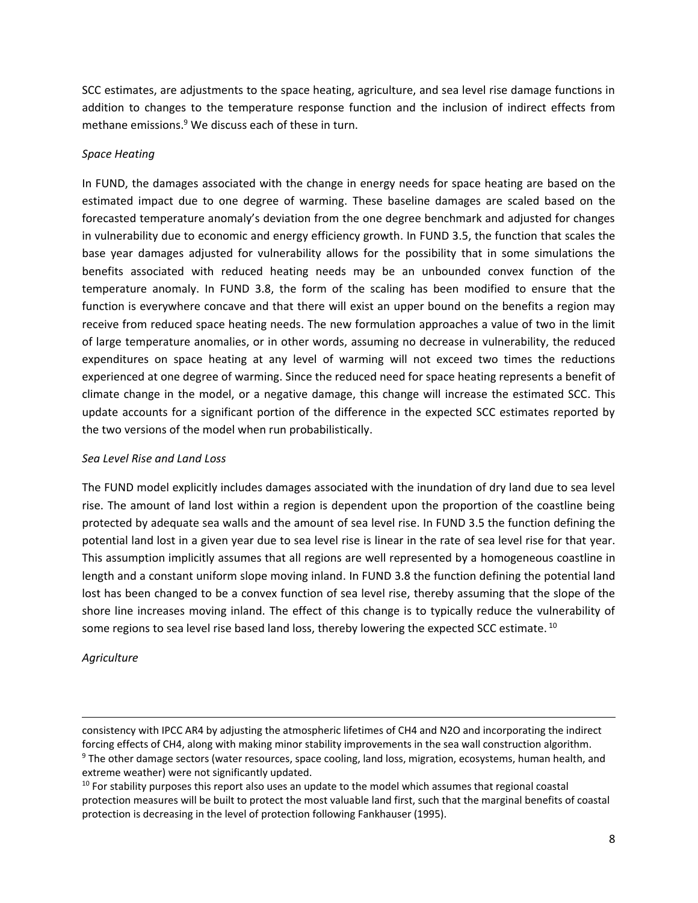SCC estimates, are adjustments to the space heating, agriculture, and sea level rise damage functions in addition to changes to the temperature response function and the inclusion of indirect effects from methane emissions.[9] We discuss each of these in turn.

*Space Heating*

In FUND, the damages associated with the change in energy needs for space heating are based on the estimated impact due to one degree of warming. These baseline damages are scaled based on the forecasted temperature anomaly's deviation from the one degree benchmark and adjusted for changes in vulnerability due to economic and energy efficiency growth. In FUND 3.5, the function that scales the base year damages adjusted for vulnerability allows for the possibility that in some simulations the benefits associated with reduced heating needs may be an unbounded convex function of the temperature anomaly. In FUND 3.8, the form of the scaling has been modified to ensure that the function is everywhere concave and that there will exist an upper bound on the benefits a region may receive from reduced space heating needs. The new formulation approaches a value of two in the limit of large temperature anomalies, or in other words, assuming no decrease in vulnerability, the reduced expenditures on space heating at any level of warming will not exceed two times the reductions experienced at one degree of warming. Since the reduced need for space heating represents a benefit of climate change in the model, or a negative damage, this change will increase the estimated SCC. This update accounts for a significant portion of the difference in the expected SCC estimates reported by the two versions of the model when run probabilistically.

*Sea Level Rise and Land Loss*

The FUND model explicitly includes damages associated with the inundation of dry land due to sea level rise. The amount of land lost within a region is dependent upon the proportion of the coastline being protected by adequate sea walls and the amount of sea level rise. In FUND 3.5 the function defining the potential land lost in a given year due to sea level rise is linear in the rate of sea level rise for that year. This assumption implicitly assumes that all regions are well represented by a homogeneous coastline in length and a constant uniform slope moving inland. In FUND 3.8 the function defining the potential land lost has been changed to be a convex function of sea level rise, thereby assuming that the slope of the shore line increases moving inland. The effect of this change is to typically reduce the vulnerability of some regions to sea level rise based land loss, thereby lowering the expected SCC estimate.[10]

*Agriculture*

---

consistency with IPCC AR4 by adjusting the atmospheric lifetimes of $CH_4$ and $N_2O$ and incorporating the indirect forcing effects of $CH_4$, along with making minor stability improvements in the sea wall construction algorithm.

[9] The other damage sectors (water resources, space cooling, land loss, migration, ecosystems, human health, and extreme weather) were not significantly updated.

[10] For stability purposes this report also uses an update to the model which assumes that regional coastal protection measures will be built to protect the most valuable land first, such that the marginal benefits of coastal protection is decreasing in the level of protection following Fankhauser (1995).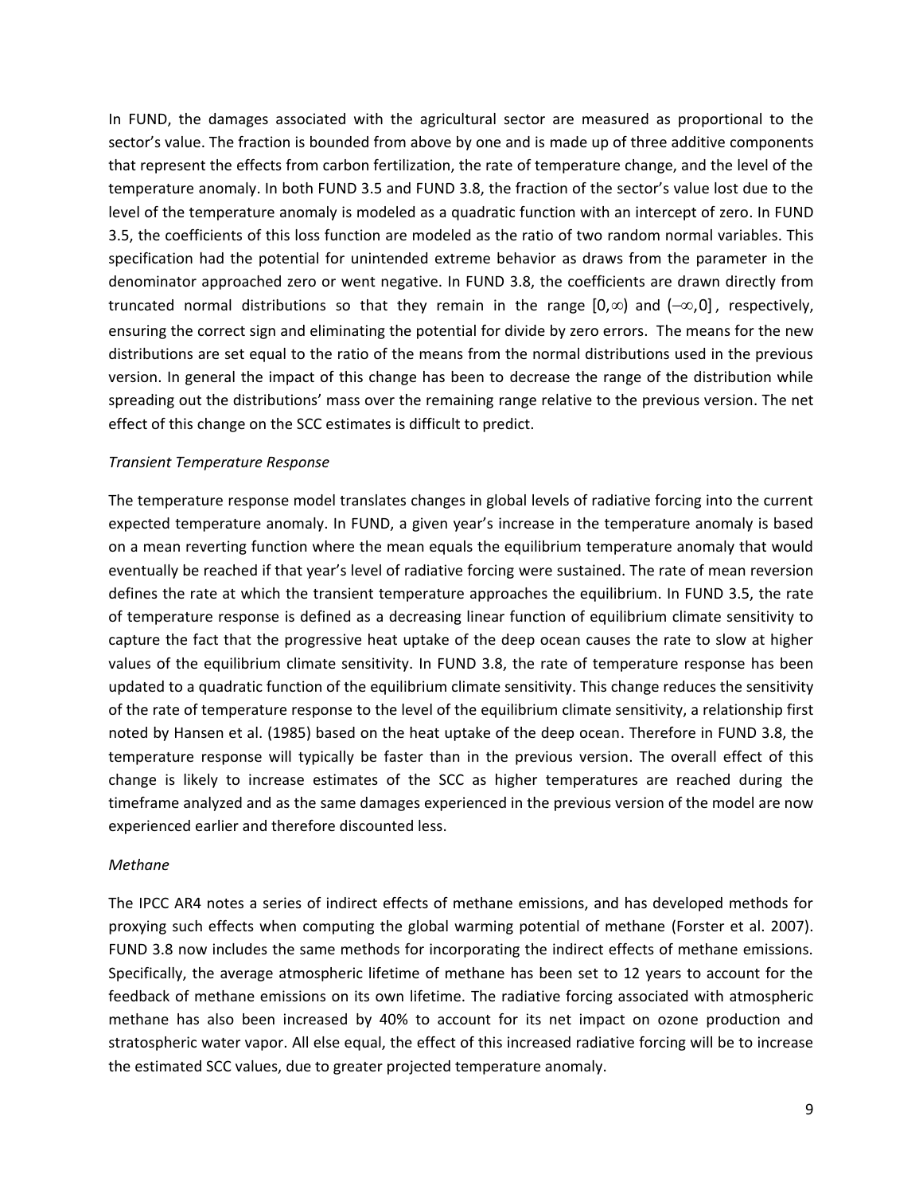In FUND, the damages associated with the agricultural sector are measured as proportional to the sector's value. The fraction is bounded from above by one and is made up of three additive components that represent the effects from carbon fertilization, the rate of temperature change, and the level of the temperature anomaly. In both FUND 3.5 and FUND 3.8, the fraction of the sector's value lost due to the level of the temperature anomaly is modeled as a quadratic function with an intercept of zero. In FUND 3.5, the coefficients of this loss function are modeled as the ratio of two random normal variables. This specification had the potential for unintended extreme behavior as draws from the parameter in the denominator approached zero or went negative. In FUND 3.8, the coefficients are drawn directly from truncated normal distributions so that they remain in the range $[0,\infty)$ and $(-\infty,0]$, respectively, ensuring the correct sign and eliminating the potential for divide by zero errors. The means for the new distributions are set equal to the ratio of the means from the normal distributions used in the previous version. In general the impact of this change has been to decrease the range of the distribution while spreading out the distributions' mass over the remaining range relative to the previous version. The net effect of this change on the SCC estimates is difficult to predict.

*Transient Temperature Response*

The temperature response model translates changes in global levels of radiative forcing into the current expected temperature anomaly. In FUND, a given year's increase in the temperature anomaly is based on a mean reverting function where the mean equals the equilibrium temperature anomaly that would eventually be reached if that year's level of radiative forcing were sustained. The rate of mean reversion defines the rate at which the transient temperature approaches the equilibrium. In FUND 3.5, the rate of temperature response is defined as a decreasing linear function of equilibrium climate sensitivity to capture the fact that the progressive heat uptake of the deep ocean causes the rate to slow at higher values of the equilibrium climate sensitivity. In FUND 3.8, the rate of temperature response has been updated to a quadratic function of the equilibrium climate sensitivity. This change reduces the sensitivity of the rate of temperature response to the level of the equilibrium climate sensitivity, a relationship first noted by Hansen et al. (1985) based on the heat uptake of the deep ocean. Therefore in FUND 3.8, the temperature response will typically be faster than in the previous version. The overall effect of this change is likely to increase estimates of the SCC as higher temperatures are reached during the timeframe analyzed and as the same damages experienced in the previous version of the model are now experienced earlier and therefore discounted less.

*Methane*

The IPCC AR4 notes a series of indirect effects of methane emissions, and has developed methods for proxying such effects when computing the global warming potential of methane (Forster et al. 2007). FUND 3.8 now includes the same methods for incorporating the indirect effects of methane emissions. Specifically, the average atmospheric lifetime of methane has been set to 12 years to account for the feedback of methane emissions on its own lifetime. The radiative forcing associated with atmospheric methane has also been increased by 40% to account for its net impact on ozone production and stratospheric water vapor. All else equal, the effect of this increased radiative forcing will be to increase the estimated SCC values, due to greater projected temperature anomaly.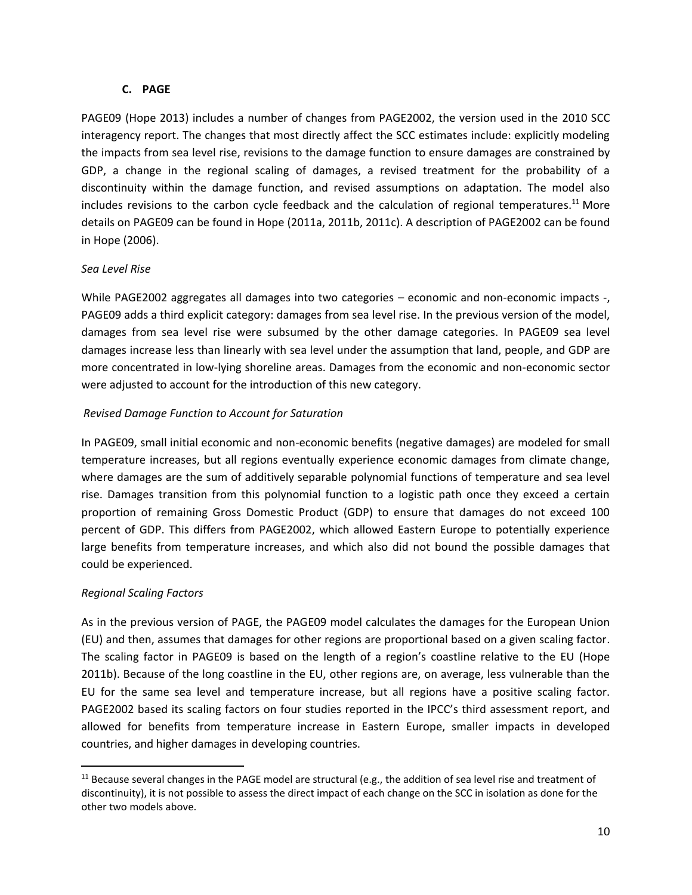### C. PAGE

PAGE09 (Hope 2013) includes a number of changes from PAGE2002, the version used in the 2010 SCC interagency report. The changes that most directly affect the SCC estimates include: explicitly modeling the impacts from sea level rise, revisions to the damage function to ensure damages are constrained by GDP, a change in the regional scaling of damages, a revised treatment for the probability of a discontinuity within the damage function, and revised assumptions on adaptation. The model also includes revisions to the carbon cycle feedback and the calculation of regional temperatures.[11] More details on PAGE09 can be found in Hope (2011a, 2011b, 2011c). A description of PAGE2002 can be found in Hope (2006).

*Sea Level Rise*

While PAGE2002 aggregates all damages into two categories – economic and non-economic impacts -, PAGE09 adds a third explicit category: damages from sea level rise. In the previous version of the model, damages from sea level rise were subsumed by the other damage categories. In PAGE09 sea level damages increase less than linearly with sea level under the assumption that land, people, and GDP are more concentrated in low-lying shoreline areas. Damages from the economic and non-economic sector were adjusted to account for the introduction of this new category.

*Revised Damage Function to Account for Saturation*

In PAGE09, small initial economic and non-economic benefits (negative damages) are modeled for small temperature increases, but all regions eventually experience economic damages from climate change, where damages are the sum of additively separable polynomial functions of temperature and sea level rise. Damages transition from this polynomial function to a logistic path once they exceed a certain proportion of remaining Gross Domestic Product (GDP) to ensure that damages do not exceed 100 percent of GDP. This differs from PAGE2002, which allowed Eastern Europe to potentially experience large benefits from temperature increases, and which also did not bound the possible damages that could be experienced.

*Regional Scaling Factors*

As in the previous version of PAGE, the PAGE09 model calculates the damages for the European Union (EU) and then, assumes that damages for other regions are proportional based on a given scaling factor. The scaling factor in PAGE09 is based on the length of a region's coastline relative to the EU (Hope 2011b). Because of the long coastline in the EU, other regions are, on average, less vulnerable than the EU for the same sea level and temperature increase, but all regions have a positive scaling factor. PAGE2002 based its scaling factors on four studies reported in the IPCC's third assessment report, and allowed for benefits from temperature increase in Eastern Europe, smaller impacts in developed countries, and higher damages in developing countries.

[11] Because several changes in the PAGE model are structural (e.g., the addition of sea level rise and treatment of discontinuity), it is not possible to assess the direct impact of each change on the SCC in isolation as done for the other two models above.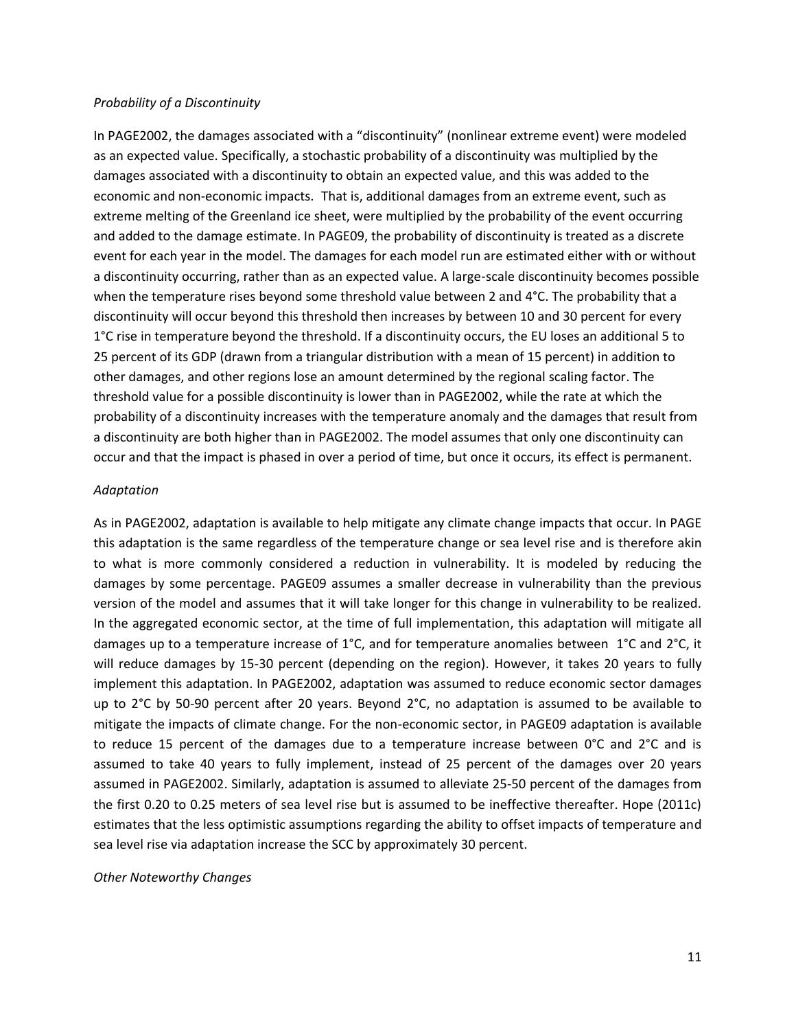*Probability of a Discontinuity*

In PAGE2002, the damages associated with a "discontinuity" (nonlinear extreme event) were modeled as an expected value. Specifically, a stochastic probability of a discontinuity was multiplied by the damages associated with a discontinuity to obtain an expected value, and this was added to the economic and non-economic impacts. That is, additional damages from an extreme event, such as extreme melting of the Greenland ice sheet, were multiplied by the probability of the event occurring and added to the damage estimate. In PAGE09, the probability of discontinuity is treated as a discrete event for each year in the model. The damages for each model run are estimated either with or without a discontinuity occurring, rather than as an expected value. A large-scale discontinuity becomes possible when the temperature rises beyond some threshold value between 2 and 4°C. The probability that a discontinuity will occur beyond this threshold then increases by between 10 and 30 percent for every 1°C rise in temperature beyond the threshold. If a discontinuity occurs, the EU loses an additional 5 to 25 percent of its GDP (drawn from a triangular distribution with a mean of 15 percent) in addition to other damages, and other regions lose an amount determined by the regional scaling factor. The threshold value for a possible discontinuity is lower than in PAGE2002, while the rate at which the probability of a discontinuity increases with the temperature anomaly and the damages that result from a discontinuity are both higher than in PAGE2002. The model assumes that only one discontinuity can occur and that the impact is phased in over a period of time, but once it occurs, its effect is permanent.

*Adaptation*

As in PAGE2002, adaptation is available to help mitigate any climate change impacts that occur. In PAGE this adaptation is the same regardless of the temperature change or sea level rise and is therefore akin to what is more commonly considered a reduction in vulnerability. It is modeled by reducing the damages by some percentage. PAGE09 assumes a smaller decrease in vulnerability than the previous version of the model and assumes that it will take longer for this change in vulnerability to be realized. In the aggregated economic sector, at the time of full implementation, this adaptation will mitigate all damages up to a temperature increase of 1°C, and for temperature anomalies between 1°C and 2°C, it will reduce damages by 15-30 percent (depending on the region). However, it takes 20 years to fully implement this adaptation. In PAGE2002, adaptation was assumed to reduce economic sector damages up to 2°C by 50-90 percent after 20 years. Beyond 2°C, no adaptation is assumed to be available to mitigate the impacts of climate change. For the non-economic sector, in PAGE09 adaptation is available to reduce 15 percent of the damages due to a temperature increase between 0°C and 2°C and is assumed to take 40 years to fully implement, instead of 25 percent of the damages over 20 years assumed in PAGE2002. Similarly, adaptation is assumed to alleviate 25-50 percent of the damages from the first 0.20 to 0.25 meters of sea level rise but is assumed to be ineffective thereafter. Hope (2011c) estimates that the less optimistic assumptions regarding the ability to offset impacts of temperature and sea level rise via adaptation increase the SCC by approximately 30 percent.

*Other Noteworthy Changes*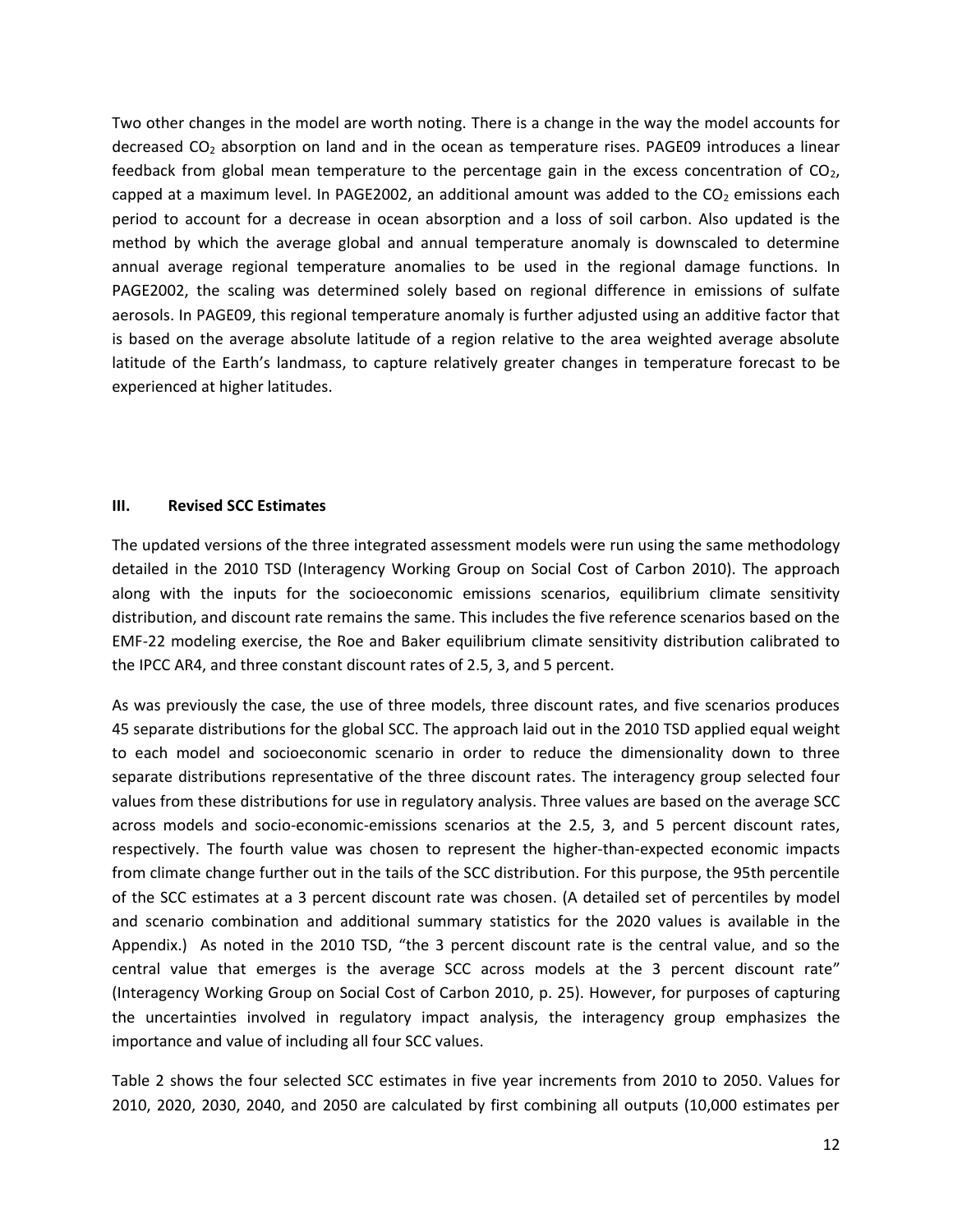Two other changes in the model are worth noting. There is a change in the way the model accounts for decreased $CO_2$ absorption on land and in the ocean as temperature rises. PAGE09 introduces a linear feedback from global mean temperature to the percentage gain in the excess concentration of $CO_2$, capped at a maximum level. In PAGE2002, an additional amount was added to the $CO_2$ emissions each period to account for a decrease in ocean absorption and a loss of soil carbon. Also updated is the method by which the average global and annual temperature anomaly is downscaled to determine annual average regional temperature anomalies to be used in the regional damage functions. In PAGE2002, the scaling was determined solely based on regional difference in emissions of sulfate aerosols. In PAGE09, this regional temperature anomaly is further adjusted using an additive factor that is based on the average absolute latitude of a region relative to the area weighted average absolute latitude of the Earth's landmass, to capture relatively greater changes in temperature forecast to be experienced at higher latitudes.

## III. Revised SCC Estimates

The updated versions of the three integrated assessment models were run using the same methodology detailed in the 2010 TSD (Interagency Working Group on Social Cost of Carbon 2010). The approach along with the inputs for the socioeconomic emissions scenarios, equilibrium climate sensitivity distribution, and discount rate remains the same. This includes the five reference scenarios based on the EMF-22 modeling exercise, the Roe and Baker equilibrium climate sensitivity distribution calibrated to the IPCC AR4, and three constant discount rates of 2.5, 3, and 5 percent.

As was previously the case, the use of three models, three discount rates, and five scenarios produces 45 separate distributions for the global SCC. The approach laid out in the 2010 TSD applied equal weight to each model and socioeconomic scenario in order to reduce the dimensionality down to three separate distributions representative of the three discount rates. The interagency group selected four values from these distributions for use in regulatory analysis. Three values are based on the average SCC across models and socio-economic-emissions scenarios at the 2.5, 3, and 5 percent discount rates, respectively. The fourth value was chosen to represent the higher-than-expected economic impacts from climate change further out in the tails of the SCC distribution. For this purpose, the 95th percentile of the SCC estimates at a 3 percent discount rate was chosen. (A detailed set of percentiles by model and scenario combination and additional summary statistics for the 2020 values is available in the Appendix.) As noted in the 2010 TSD, "the 3 percent discount rate is the central value, and so the central value that emerges is the average SCC across models at the 3 percent discount rate" (Interagency Working Group on Social Cost of Carbon 2010, p. 25). However, for purposes of capturing the uncertainties involved in regulatory impact analysis, the interagency group emphasizes the importance and value of including all four SCC values.

Table 2 shows the four selected SCC estimates in five year increments from 2010 to 2050. Values for 2010, 2020, 2030, 2040, and 2050 are calculated by first combining all outputs (10,000 estimates per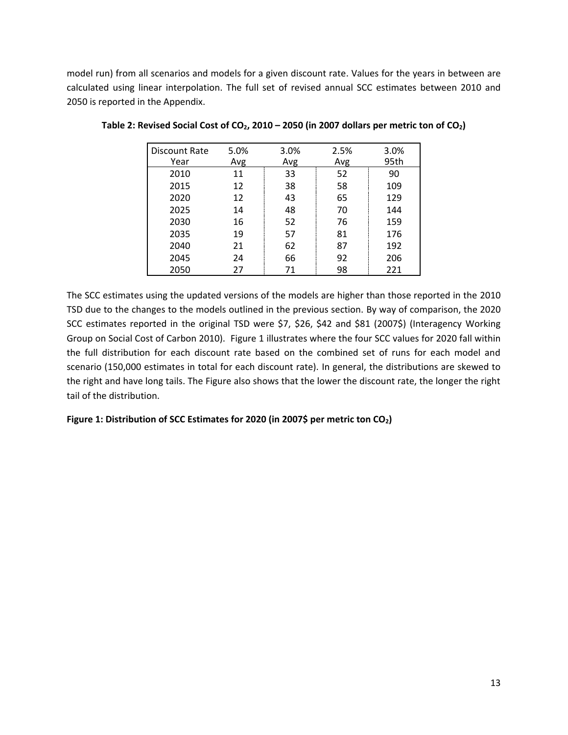model run) from all scenarios and models for a given discount rate. Values for the years in between are calculated using linear interpolation. The full set of revised annual SCC estimates between 2010 and 2050 is reported in the Appendix.

**Table 2: Revised Social Cost of $CO_2$, 2010 – 2050 (in 2007 dollars per metric ton of $CO_2$)**

| Discount Rate<br>Year | 5.0%<br>Avg | 3.0%<br>Avg | 2.5%<br>Avg | 3.0%<br>95th |
|---|---|---|---|---|
| 2010 | 11 | 33 | 52 | 90 |
| 2015 | 12 | 38 | 58 | 109 |
| 2020 | 12 | 43 | 65 | 129 |
| 2025 | 14 | 48 | 70 | 144 |
| 2030 | 16 | 52 | 76 | 159 |
| 2035 | 19 | 57 | 81 | 176 |
| 2040 | 21 | 62 | 87 | 192 |
| 2045 | 24 | 66 | 92 | 206 |
| 2050 | 27 | 71 | 98 | 221 |

The SCC estimates using the updated versions of the models are higher than those reported in the 2010 TSD due to the changes to the models outlined in the previous section. By way of comparison, the 2020 SCC estimates reported in the original TSD were $7, $26, $42 and $81 (2007$) (Interagency Working Group on Social Cost of Carbon 2010). Figure 1 illustrates where the four SCC values for 2020 fall within the full distribution for each discount rate based on the combined set of runs for each model and scenario (150,000 estimates in total for each discount rate). In general, the distributions are skewed to the right and have long tails. The Figure also shows that the lower the discount rate, the longer the right tail of the distribution.

**Figure 1: Distribution of SCC Estimates for 2020 (in 2007$ per metric ton $CO_2$)**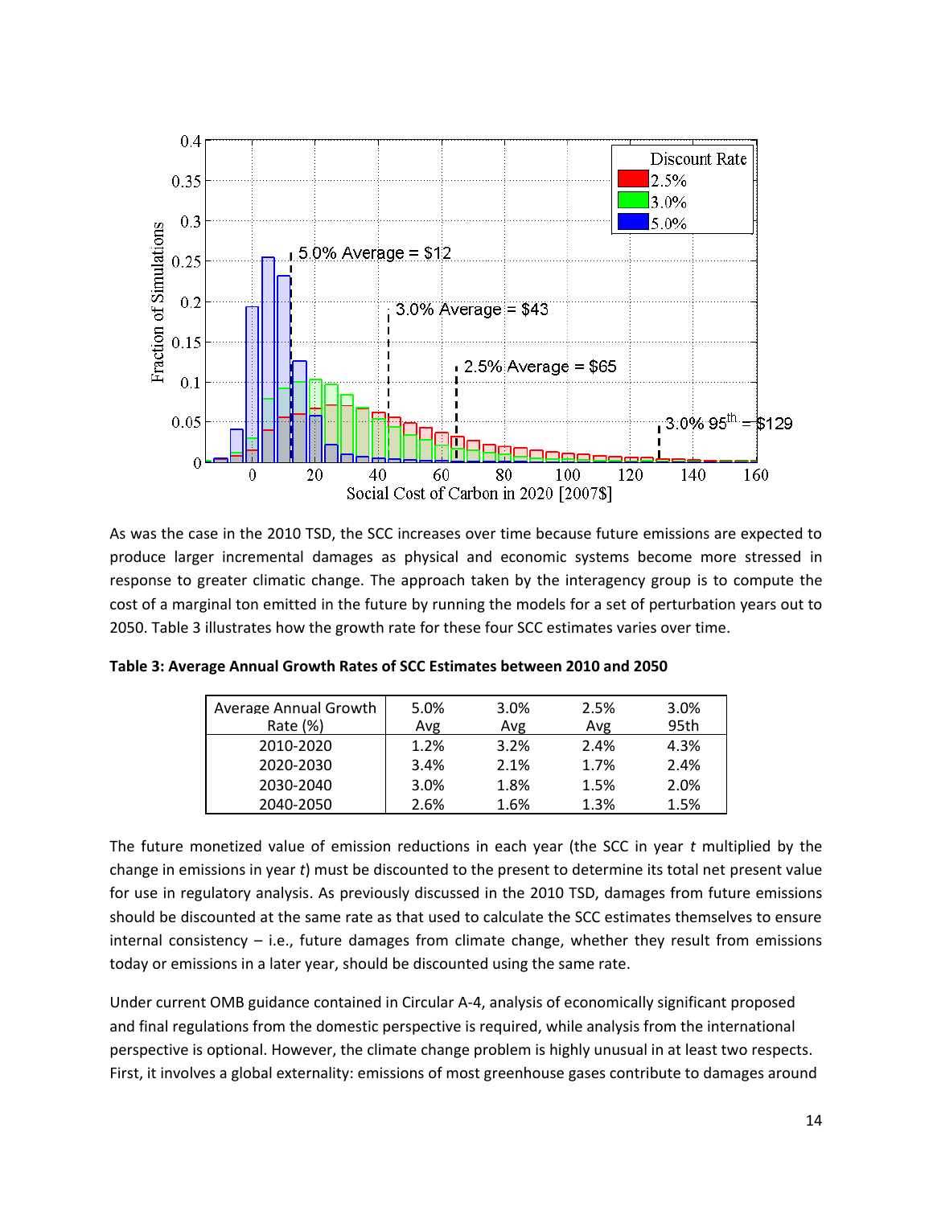As was the case in the 2010 TSD, the SCC increases over time because future emissions are expected to produce larger incremental damages as physical and economic systems become more stressed in response to greater climatic change. The approach taken by the interagency group is to compute the cost of a marginal ton emitted in the future by running the models for a set of perturbation years out to 2050. Table 3 illustrates how the growth rate for these four SCC estimates varies over time.

**Table 3: Average Annual Growth Rates of SCC Estimates between 2010 and 2050**

| Average Annual Growth Rate (%) | 5.0% Avg | 3.0% Avg | 2.5% Avg | 3.0% 95th |
|---|---|---|---|---|
| 2010-2020 | 1.2% | 3.2% | 2.4% | 4.3% |
| 2020-2030 | 3.4% | 2.1% | 1.7% | 2.4% |
| 2030-2040 | 3.0% | 1.8% | 1.5% | 2.0% |
| 2040-2050 | 2.6% | 1.6% | 1.3% | 1.5% |

The future monetized value of emission reductions in each year (the SCC in year *t* multiplied by the change in emissions in year *t*) must be discounted to the present to determine its total net present value for use in regulatory analysis. As previously discussed in the 2010 TSD, damages from future emissions should be discounted at the same rate as that used to calculate the SCC estimates themselves to ensure internal consistency – i.e., future damages from climate change, whether they result from emissions today or emissions in a later year, should be discounted using the same rate.

Under current OMB guidance contained in Circular A-4, analysis of economically significant proposed and final regulations from the domestic perspective is required, while analysis from the international perspective is optional. However, the climate change problem is highly unusual in at least two respects. First, it involves a global externality: emissions of most greenhouse gases contribute to damages around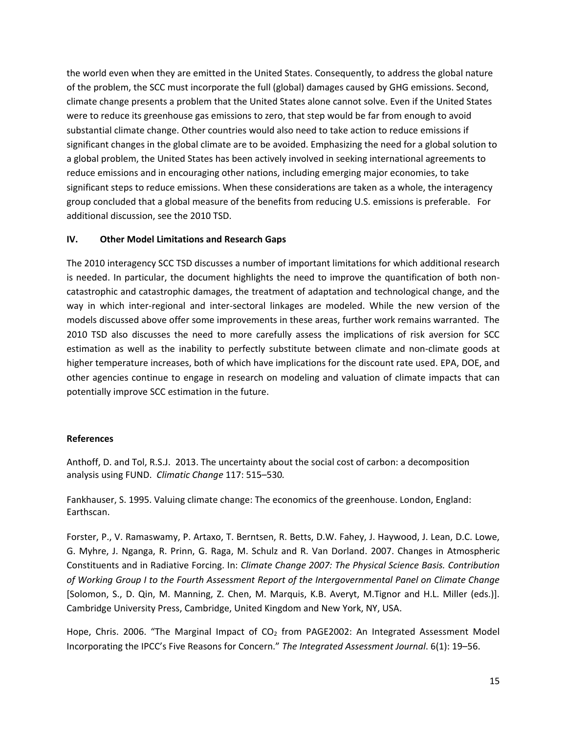the world even when they are emitted in the United States. Consequently, to address the global nature of the problem, the SCC must incorporate the full (global) damages caused by GHG emissions. Second, climate change presents a problem that the United States alone cannot solve. Even if the United States were to reduce its greenhouse gas emissions to zero, that step would be far from enough to avoid substantial climate change. Other countries would also need to take action to reduce emissions if significant changes in the global climate are to be avoided. Emphasizing the need for a global solution to a global problem, the United States has been actively involved in seeking international agreements to reduce emissions and in encouraging other nations, including emerging major economies, to take significant steps to reduce emissions. When these considerations are taken as a whole, the interagency group concluded that a global measure of the benefits from reducing U.S. emissions is preferable. For additional discussion, see the 2010 TSD.

## IV. Other Model Limitations and Research Gaps

The 2010 interagency SCC TSD discusses a number of important limitations for which additional research is needed. In particular, the document highlights the need to improve the quantification of both non-catastrophic and catastrophic damages, the treatment of adaptation and technological change, and the way in which inter-regional and inter-sectoral linkages are modeled. While the new version of the models discussed above offer some improvements in these areas, further work remains warranted. The 2010 TSD also discusses the need to more carefully assess the implications of risk aversion for SCC estimation as well as the inability to perfectly substitute between climate and non-climate goods at higher temperature increases, both of which have implications for the discount rate used. EPA, DOE, and other agencies continue to engage in research on modeling and valuation of climate impacts that can potentially improve SCC estimation in the future.

## References

Anthoff, D. and Tol, R.S.J. 2013. The uncertainty about the social cost of carbon: a decomposition analysis using FUND. *Climatic Change* 117: 515–530*.*

Fankhauser, S. 1995. Valuing climate change: The economics of the greenhouse. London, England: Earthscan.

Forster, P., V. Ramaswamy, P. Artaxo, T. Berntsen, R. Betts, D.W. Fahey, J. Haywood, J. Lean, D.C. Lowe, G. Myhre, J. Nganga, R. Prinn, G. Raga, M. Schulz and R. Van Dorland. 2007. Changes in Atmospheric Constituents and in Radiative Forcing. In: *Climate Change 2007: The Physical Science Basis. Contribution of Working Group I to the Fourth Assessment Report of the Intergovernmental Panel on Climate Change* [Solomon, S., D. Qin, M. Manning, Z. Chen, M. Marquis, K.B. Averyt, M.Tignor and H.L. Miller (eds.)]. Cambridge University Press, Cambridge, United Kingdom and New York, NY, USA.

Hope, Chris. 2006. "The Marginal Impact of $CO_2$ from PAGE2002: An Integrated Assessment Model Incorporating the IPCC's Five Reasons for Concern." *The Integrated Assessment Journal*. 6(1): 19–56.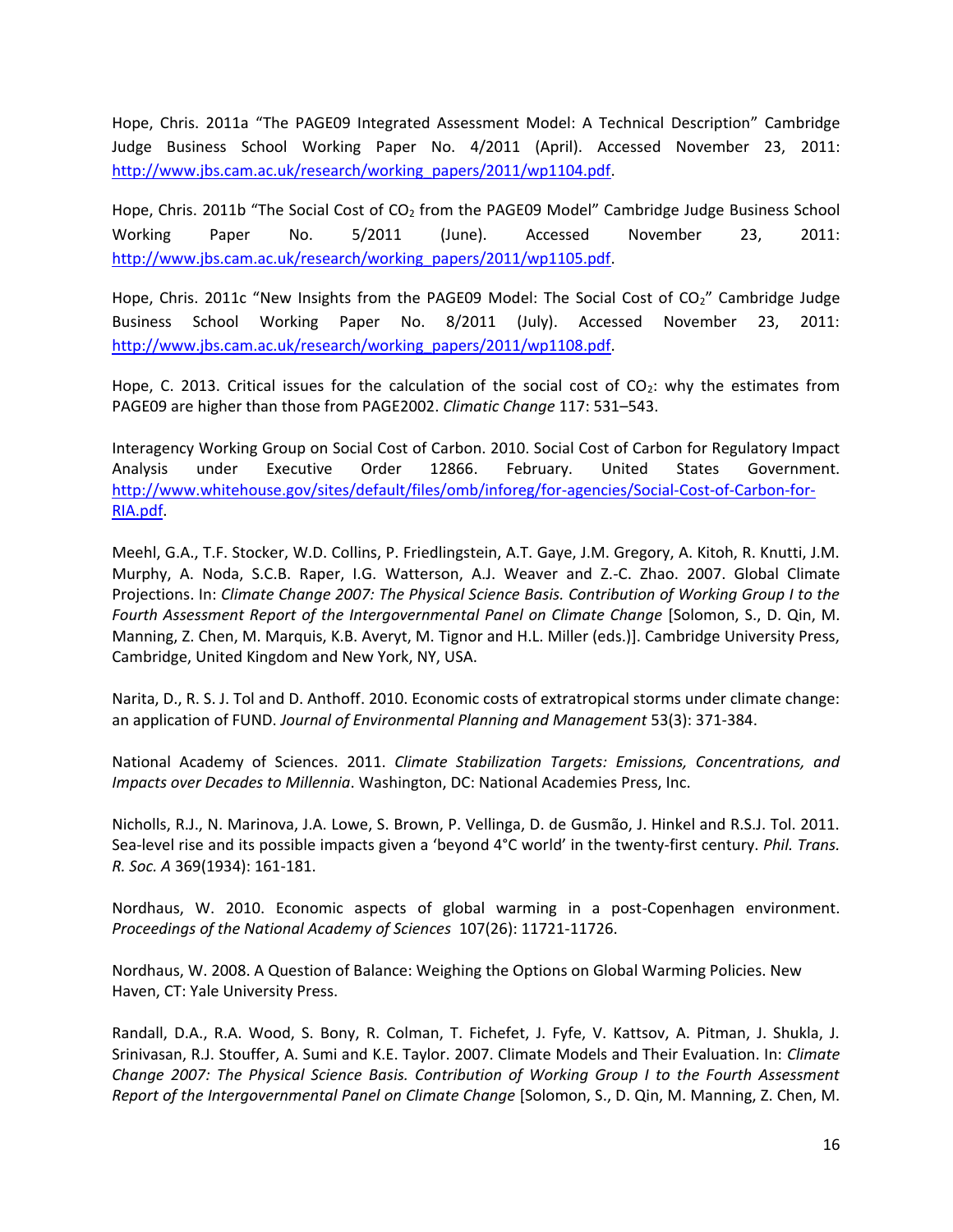Hope, Chris. 2011a "The PAGE09 Integrated Assessment Model: A Technical Description" Cambridge Judge Business School Working Paper No. 4/2011 (April). Accessed November 23, 2011: http://www.jbs.cam.ac.uk/research/working_papers/2011/wp1104.pdf.

Hope, Chris. 2011b "The Social Cost of $CO_2$ from the PAGE09 Model" Cambridge Judge Business School Working Paper No. 5/2011 (June). Accessed November 23, 2011: http://www.jbs.cam.ac.uk/research/working_papers/2011/wp1105.pdf.

Hope, Chris. 2011c "New Insights from the PAGE09 Model: The Social Cost of $CO_2$" Cambridge Judge Business School Working Paper No. 8/2011 (July). Accessed November 23, 2011: http://www.jbs.cam.ac.uk/research/working_papers/2011/wp1108.pdf.

Hope, C. 2013. Critical issues for the calculation of the social cost of $CO_2$: why the estimates from PAGE09 are higher than those from PAGE2002. *Climatic Change* 117: 531–543.

Interagency Working Group on Social Cost of Carbon. 2010. Social Cost of Carbon for Regulatory Impact Analysis under Executive Order 12866. February. United States Government. http://www.whitehouse.gov/sites/default/files/omb/inforeg/for-agencies/Social-Cost-of-Carbon-for-RIA.pdf.

Meehl, G.A., T.F. Stocker, W.D. Collins, P. Friedlingstein, A.T. Gaye, J.M. Gregory, A. Kitoh, R. Knutti, J.M. Murphy, A. Noda, S.C.B. Raper, I.G. Watterson, A.J. Weaver and Z.-C. Zhao. 2007. Global Climate Projections. In: *Climate Change 2007: The Physical Science Basis. Contribution of Working Group I to the Fourth Assessment Report of the Intergovernmental Panel on Climate Change* [Solomon, S., D. Qin, M. Manning, Z. Chen, M. Marquis, K.B. Averyt, M. Tignor and H.L. Miller (eds.)]. Cambridge University Press, Cambridge, United Kingdom and New York, NY, USA.

Narita, D., R. S. J. Tol and D. Anthoff. 2010. Economic costs of extratropical storms under climate change: an application of FUND. *Journal of Environmental Planning and Management* 53(3): 371-384.

National Academy of Sciences. 2011. *Climate Stabilization Targets: Emissions, Concentrations, and Impacts over Decades to Millennia*. Washington, DC: National Academies Press, Inc.

Nicholls, R.J., N. Marinova, J.A. Lowe, S. Brown, P. Vellinga, D. de Gusmão, J. Hinkel and R.S.J. Tol. 2011. Sea-level rise and its possible impacts given a 'beyond 4°C world' in the twenty-first century. *Phil. Trans. R. Soc. A* 369(1934): 161-181.

Nordhaus, W. 2010. Economic aspects of global warming in a post-Copenhagen environment. *Proceedings of the National Academy of Sciences* 107(26): 11721-11726.

Nordhaus, W. 2008. A Question of Balance: Weighing the Options on Global Warming Policies. New Haven, CT: Yale University Press.

Randall, D.A., R.A. Wood, S. Bony, R. Colman, T. Fichefet, J. Fyfe, V. Kattsov, A. Pitman, J. Shukla, J. Srinivasan, R.J. Stouffer, A. Sumi and K.E. Taylor. 2007. Climate Models and Their Evaluation. In: *Climate Change 2007: The Physical Science Basis. Contribution of Working Group I to the Fourth Assessment Report of the Intergovernmental Panel on Climate Change* [Solomon, S., D. Qin, M. Manning, Z. Chen, M.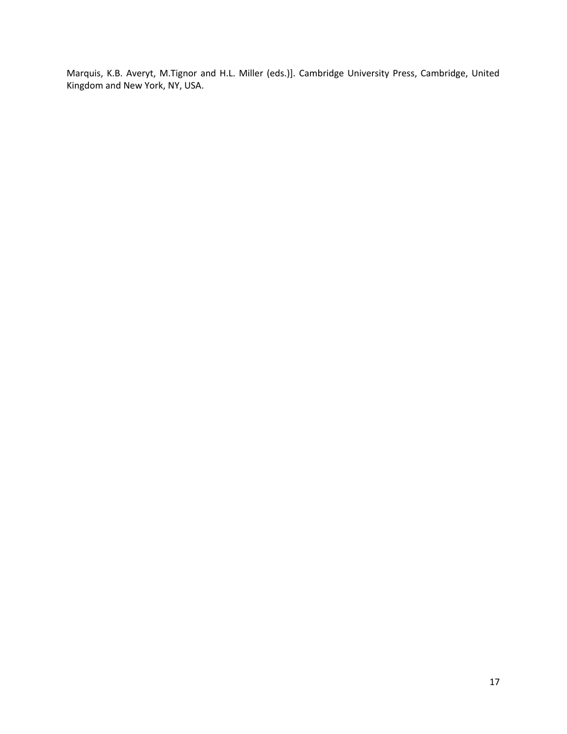Marquis, K.B. Averyt, M.Tignor and H.L. Miller (eds.)]. Cambridge University Press, Cambridge, United Kingdom and New York, NY, USA.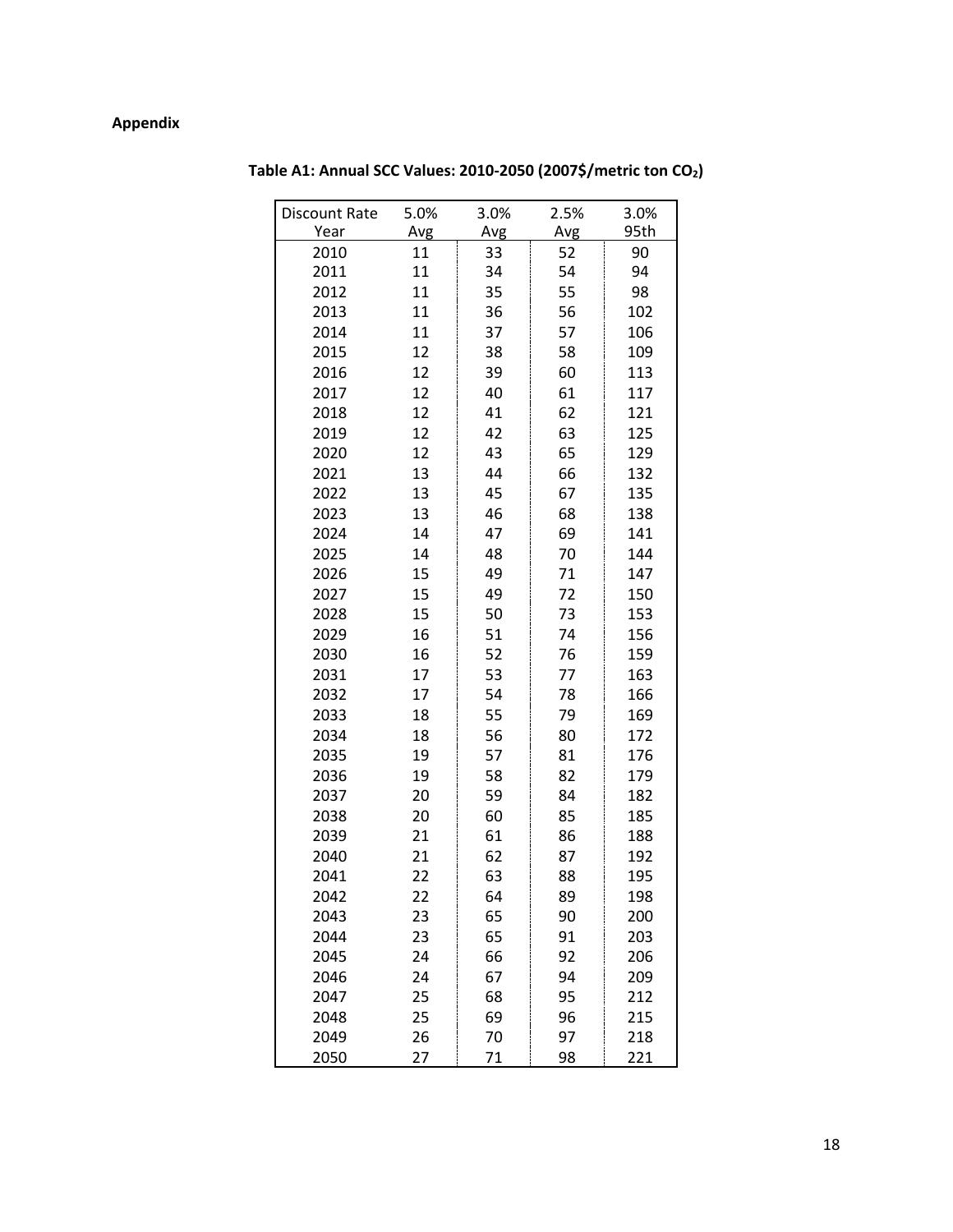**Appendix**

**Table A1: Annual SCC Values: 2010-2050 (2007$/metric ton $CO_2$)**

| Discount Rate<br>Year | 5.0%<br>Avg | 3.0%<br>Avg | 2.5%<br>Avg | 3.0%<br>95th |
|---|---|---|---|---|
| 2010 | 11 | 33 | 52 | 90 |
| 2011 | 11 | 34 | 54 | 94 |
| 2012 | 11 | 35 | 55 | 98 |
| 2013 | 11 | 36 | 56 | 102 |
| 2014 | 11 | 37 | 57 | 106 |
| 2015 | 12 | 38 | 58 | 109 |
| 2016 | 12 | 39 | 60 | 113 |
| 2017 | 12 | 40 | 61 | 117 |
| 2018 | 12 | 41 | 62 | 121 |
| 2019 | 12 | 42 | 63 | 125 |
| 2020 | 12 | 43 | 65 | 129 |
| 2021 | 13 | 44 | 66 | 132 |
| 2022 | 13 | 45 | 67 | 135 |
| 2023 | 13 | 46 | 68 | 138 |
| 2024 | 14 | 47 | 69 | 141 |
| 2025 | 14 | 48 | 70 | 144 |
| 2026 | 15 | 49 | 71 | 147 |
| 2027 | 15 | 49 | 72 | 150 |
| 2028 | 15 | 50 | 73 | 153 |
| 2029 | 16 | 51 | 74 | 156 |
| 2030 | 16 | 52 | 76 | 159 |
| 2031 | 17 | 53 | 77 | 163 |
| 2032 | 17 | 54 | 78 | 166 |
| 2033 | 18 | 55 | 79 | 169 |
| 2034 | 18 | 56 | 80 | 172 |
| 2035 | 19 | 57 | 81 | 176 |
| 2036 | 19 | 58 | 82 | 179 |
| 2037 | 20 | 59 | 84 | 182 |
| 2038 | 20 | 60 | 85 | 185 |
| 2039 | 21 | 61 | 86 | 188 |
| 2040 | 21 | 62 | 87 | 192 |
| 2041 | 22 | 63 | 88 | 195 |
| 2042 | 22 | 64 | 89 | 198 |
| 2043 | 23 | 65 | 90 | 200 |
| 2044 | 23 | 65 | 91 | 203 |
| 2045 | 24 | 66 | 92 | 206 |
| 2046 | 24 | 67 | 94 | 209 |
| 2047 | 25 | 68 | 95 | 212 |
| 2048 | 25 | 69 | 96 | 215 |
| 2049 | 26 | 70 | 97 | 218 |
| 2050 | 27 | 71 | 98 | 221 |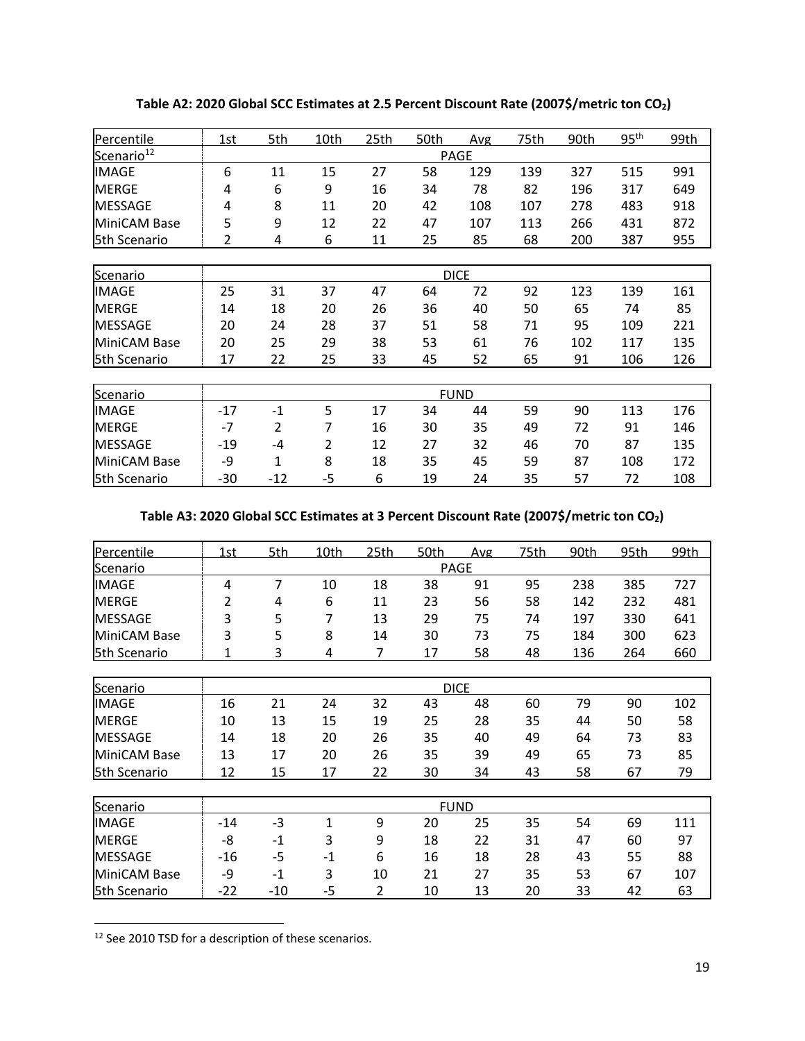**Table A2: 2020 Global SCC Estimates at 2.5 Percent Discount Rate (2007$/metric ton $CO_2$)**

| Percentile | 1st | 5th | 10th | 25th | 50th | Avg | 75th | 90th | 95th | 99th |
|---|---|---|---|---|---|---|---|---|---|---|
| Scenario[12] | | | | | PAGE | | | | | |
| IMAGE | 6 | 11 | 15 | 27 | 58 | 129 | 139 | 327 | 515 | 991 |
| MERGE | 4 | 6 | 9 | 16 | 34 | 78 | 82 | 196 | 317 | 649 |
| MESSAGE | 4 | 8 | 11 | 20 | 42 | 108 | 107 | 278 | 483 | 918 |
| MiniCAM Base | 5 | 9 | 12 | 22 | 47 | 107 | 113 | 266 | 431 | 872 |
| 5th Scenario | 2 | 4 | 6 | 11 | 25 | 85 | 68 | 200 | 387 | 955 |
| Scenario | | | | | DICE | | | | | |
| IMAGE | 25 | 31 | 37 | 47 | 64 | 72 | 92 | 123 | 139 | 161 |
| MERGE | 14 | 18 | 20 | 26 | 36 | 40 | 50 | 65 | 74 | 85 |
| MESSAGE | 20 | 24 | 28 | 37 | 51 | 58 | 71 | 95 | 109 | 221 |
| MiniCAM Base | 20 | 25 | 29 | 38 | 53 | 61 | 76 | 102 | 117 | 135 |
| 5th Scenario | 17 | 22 | 25 | 33 | 45 | 52 | 65 | 91 | 106 | 126 |
| Scenario | | | | | FUND | | | | | |
| IMAGE | -17 | -1 | 5 | 17 | 34 | 44 | 59 | 90 | 113 | 176 |
| MERGE | -7 | 2 | 7 | 16 | 30 | 35 | 49 | 72 | 91 | 146 |
| MESSAGE | -19 | -4 | 2 | 12 | 27 | 32 | 46 | 70 | 87 | 135 |
| MiniCAM Base | -9 | 1 | 8 | 18 | 35 | 45 | 59 | 87 | 108 | 172 |
| 5th Scenario | -30 | -12 | -5 | 6 | 19 | 24 | 35 | 57 | 72 | 108 |

**Table A3: 2020 Global SCC Estimates at 3 Percent Discount Rate (2007$/metric ton $CO_2$)**

| Percentile | 1st | 5th | 10th | 25th | 50th | Avg | 75th | 90th | 95th | 99th |
|---|---|---|---|---|---|---|---|---|---|---|
| Scenario | | | | | PAGE | | | | | |
| IMAGE | 4 | 7 | 10 | 18 | 38 | 91 | 95 | 238 | 385 | 727 |
| MERGE | 2 | 4 | 6 | 11 | 23 | 56 | 58 | 142 | 232 | 481 |
| MESSAGE | 3 | 5 | 7 | 13 | 29 | 75 | 74 | 197 | 330 | 641 |
| MiniCAM Base | 3 | 5 | 8 | 14 | 30 | 73 | 75 | 184 | 300 | 623 |
| 5th Scenario | 1 | 3 | 4 | 7 | 17 | 58 | 48 | 136 | 264 | 660 |
| Scenario | | | | | DICE | | | | | |
| IMAGE | 16 | 21 | 24 | 32 | 43 | 48 | 60 | 79 | 90 | 102 |
| MERGE | 10 | 13 | 15 | 19 | 25 | 28 | 35 | 44 | 50 | 58 |
| MESSAGE | 14 | 18 | 20 | 26 | 35 | 40 | 49 | 64 | 73 | 83 |
| MiniCAM Base | 13 | 17 | 20 | 26 | 35 | 39 | 49 | 65 | 73 | 85 |
| 5th Scenario | 12 | 15 | 17 | 22 | 30 | 34 | 43 | 58 | 67 | 79 |
| Scenario | | | | | FUND | | | | | |
| IMAGE | -14 | -3 | 1 | 9 | 20 | 25 | 35 | 54 | 69 | 111 |
| MERGE | -8 | -1 | 3 | 9 | 18 | 22 | 31 | 47 | 60 | 97 |
| MESSAGE | -16 | -5 | -1 | 6 | 16 | 18 | 28 | 43 | 55 | 88 |
| MiniCAM Base | -9 | -1 | 3 | 10 | 21 | 27 | 35 | 53 | 67 | 107 |
| 5th Scenario | -22 | -10 | -5 | 2 | 10 | 13 | 20 | 33 | 42 | 63 |

[12] See 2010 TSD for a description of these scenarios.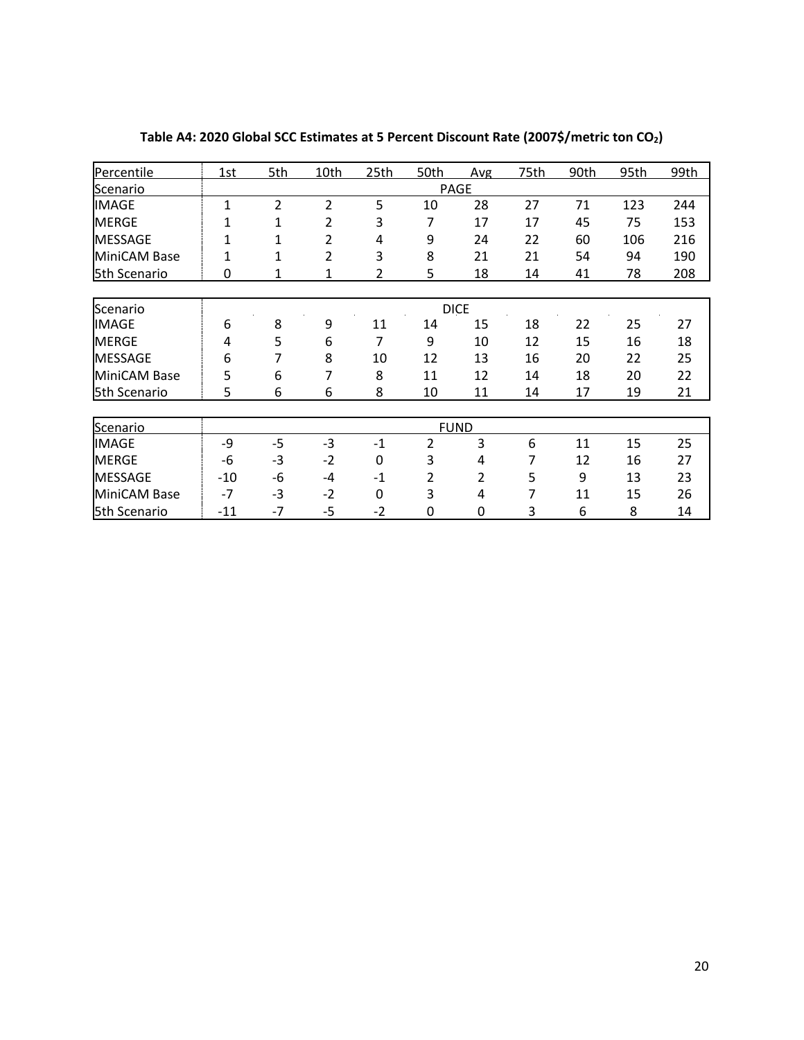**Table A4: 2020 Global SCC Estimates at 5 Percent Discount Rate (2007$/metric ton $CO_2$)**

| Percentile | 1st | 5th | 10th | 25th | 50th | Avg | 75th | 90th | 95th | 99th |
|---|---|---|---|---|---|---|---|---|---|---|
| Scenario | | | | | PAGE | | | | | |
| IMAGE | 1 | 2 | 2 | 5 | 10 | 28 | 27 | 71 | 123 | 244 |
| MERGE | 1 | 1 | 2 | 3 | 7 | 17 | 17 | 45 | 75 | 153 |
| MESSAGE | 1 | 1 | 2 | 4 | 9 | 24 | 22 | 60 | 106 | 216 |
| MiniCAM Base | 1 | 1 | 2 | 3 | 8 | 21 | 21 | 54 | 94 | 190 |
| 5th Scenario | 0 | 1 | 1 | 2 | 5 | 18 | 14 | 41 | 78 | 208 |
| Scenario | | | | | DICE | | | | | |
| IMAGE | 6 | 8 | 9 | 11 | 14 | 15 | 18 | 22 | 25 | 27 |
| MERGE | 4 | 5 | 6 | 7 | 9 | 10 | 12 | 15 | 16 | 18 |
| MESSAGE | 6 | 7 | 8 | 10 | 12 | 13 | 16 | 20 | 22 | 25 |
| MiniCAM Base | 5 | 6 | 7 | 8 | 11 | 12 | 14 | 18 | 20 | 22 |
| 5th Scenario | 5 | 6 | 6 | 8 | 10 | 11 | 14 | 17 | 19 | 21 |
| Scenario | | | | | FUND | | | | | |
| IMAGE | -9 | -5 | -3 | -1 | 2 | 3 | 6 | 11 | 15 | 25 |
| MERGE | -6 | -3 | -2 | 0 | 3 | 4 | 7 | 12 | 16 | 27 |
| MESSAGE | -10 | -6 | -4 | -1 | 2 | 2 | 5 | 9 | 13 | 23 |
| MiniCAM Base | -7 | -3 | -2 | 0 | 3 | 4 | 7 | 11 | 15 | 26 |
| 5th Scenario | -11 | -7 | -5 | -2 | 0 | 0 | 3 | 6 | 8 | 14 |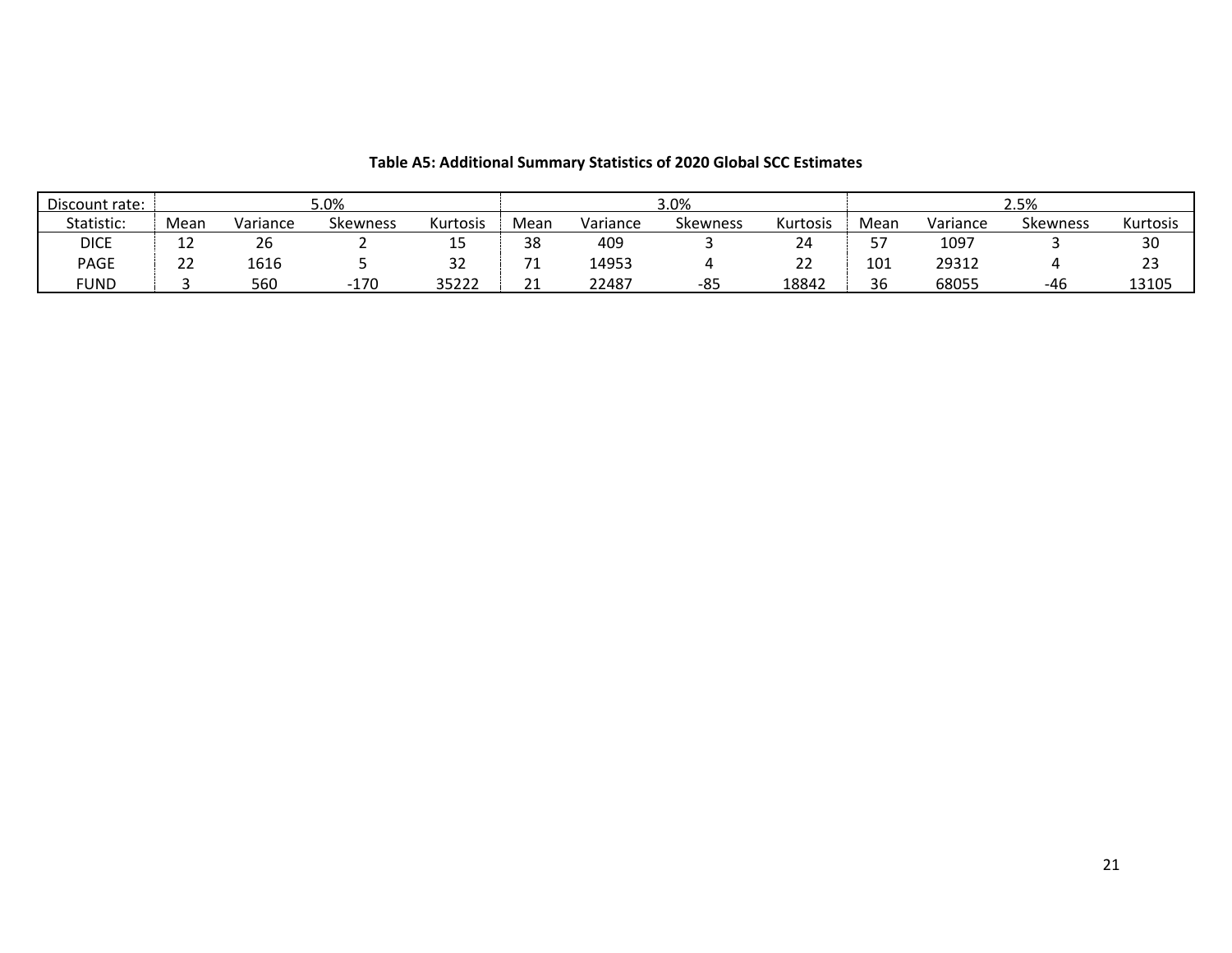**Table A5: Additional Summary Statistics of 2020 Global SCC Estimates**

| Discount rate: | 5.0% | | | | 3.0% | | | | 2.5% | | | |
|---|---|---|---|---|---|---|---|---|---|---|---|---|
| Statistic: | Mean | Variance | Skewness | Kurtosis | Mean | Variance | Skewness | Kurtosis | Mean | Variance | Skewness | Kurtosis |
| DICE | 12 | 26 | 2 | 15 | 38 | 409 | 3 | 24 | 57 | 1097 | 3 | 30 |
| PAGE | 22 | 1616 | 5 | 32 | 71 | 14953 | 4 | 22 | 101 | 29312 | 4 | 23 |
| FUND | 3 | 560 | -170 | 35222 | 21 | 22487 | -85 | 18842 | 36 | 68055 | -46 | 13105 |